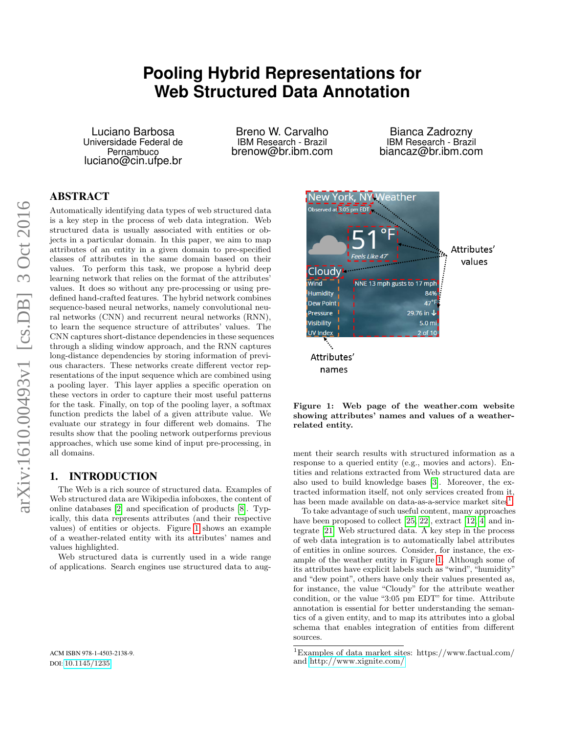# Pooling Hybrid Representations for Web Structured Data Annotation

Luciano Barbosa
Universidade Federal de Pernambuco
luciano@cin.ufpe.br

Breno W. Carvalho
IBM Research - Brazil
brenow@br.ibm.com

Bianca Zadrozny
IBM Research - Brazil
biancaz@br.ibm.com

## ABSTRACT

Automatically identifying data types of web structured data is a key step in the process of web data integration. Web structured data is usually associated with entities or objects in a particular domain. In this paper, we aim to map attributes of an entity in a given domain to pre-specified classes of attributes in the same domain based on their values. To perform this task, we propose a hybrid deep learning network that relies on the format of the attributes' values. It does so without any pre-processing or using pre-defined hand-crafted features. The hybrid network combines sequence-based neural networks, namely convolutional neural networks (CNN) and recurrent neural networks (RNN), to learn the sequence structure of attributes' values. The CNN captures short-distance dependencies in these sequences through a sliding window approach, and the RNN captures long-distance dependencies by storing information of previous characters. These networks create different vector representations of the input sequence which are combined using a pooling layer. This layer applies a specific operation on these vectors in order to capture their most useful patterns for the task. Finally, on top of the pooling layer, a softmax function predicts the label of a given attribute value. We evaluate our strategy in four different web domains. The results show that the pooling network outperforms previous approaches, which use some kind of input pre-processing, in all domains.

## 1. INTRODUCTION

The Web is a rich source of structured data. Examples of Web structured data are Wikipedia infoboxes, the content of online databases [2] and specification of products [8]. Typically, this data represents attributes (and their respective values) of entities or objects. Figure 1 shows an example of a weather-related entity with its attributes' names and values highlighted.

Web structured data is currently used in a wide range of applications. Search engines use structured data to augment their search results with structured information as a response to a queried entity (e.g., movies and actors). Entities and relations extracted from Web structured data are also used to build knowledge bases [3]. Moreover, the extracted information itself, not only services created from it, has been made available on data-as-a-service market sites[1].

**Figure 1: Web page of the weather.com website showing attributes' names and values of a weather-related entity.**

To take advantage of such useful content, many approaches have been proposed to collect [25, 22], extract [12, 4] and integrate [21] Web structured data. A key step in the process of web data integration is to automatically label attributes of entities in online sources. Consider, for instance, the example of the weather entity in Figure 1. Although some of its attributes have explicit labels such as "wind", "humidity" and "dew point", others have only their values presented as, for instance, the value "Cloudy" for the attribute weather condition, or the value "3:05 pm EDT" for time. Attribute annotation is essential for better understanding the semantics of a given entity, and to map its attributes into a global schema that enables integration of entities from different sources.

[1] Examples of data market sites: https://www.factual.com/ and http://www.xignite.com/

ACM ISBN 978-1-4503-2138-9.
DOI: 10.1145/1235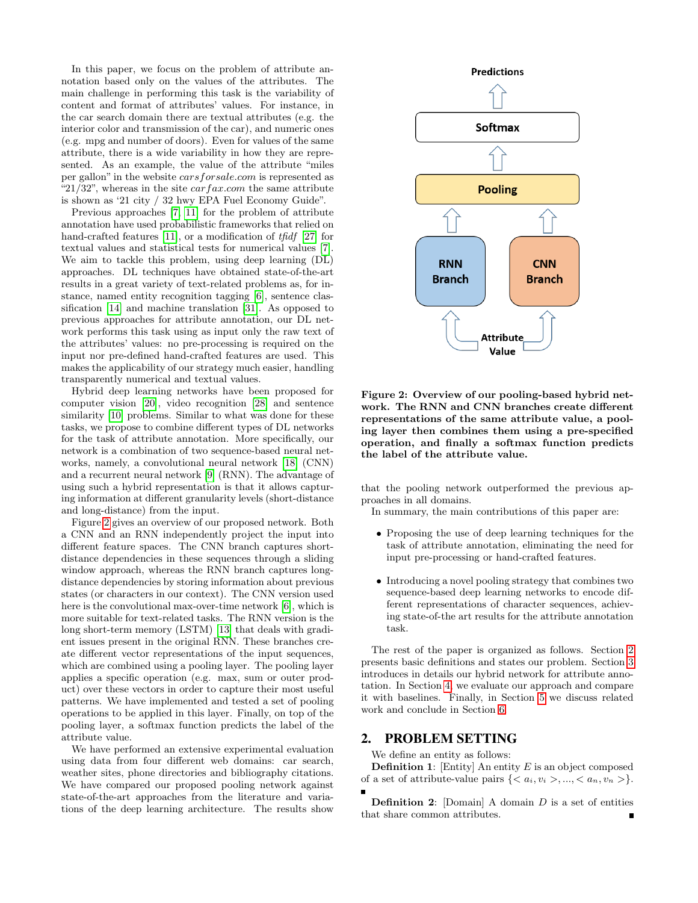In this paper, we focus on the problem of attribute annotation based only on the values of the attributes. The main challenge in performing this task is the variability of content and format of attributes' values. For instance, in the car search domain there are textual attributes (e.g. the interior color and transmission of the car), and numeric ones (e.g. mpg and number of doors). Even for values of the same attribute, there is a wide variability in how they are represented. As an example, the value of the attribute "miles per gallon" in the website *carsforsale.com* is represented as "21/32", whereas in the site *carfax.com* the same attribute is shown as '21 city / 32 hwy EPA Fuel Economy Guide".

Previous approaches [7, 11] for the problem of attribute annotation have used probabilistic frameworks that relied on hand-crafted features [11], or a modification of *tfidf* [27] for textual values and statistical tests for numerical values [7]. We aim to tackle this problem, using deep learning (DL) approaches. DL techniques have obtained state-of-the-art results in a great variety of text-related problems as, for instance, named entity recognition tagging [6], sentence classification [14] and machine translation [31]. As opposed to previous approaches for attribute annotation, our DL network performs this task using as input only the raw text of the attributes' values: no pre-processing is required on the input nor pre-defined hand-crafted features are used. This makes the applicability of our strategy much easier, handling transparently numerical and textual values.

Hybrid deep learning networks have been proposed for computer vision [20], video recognition [28] and sentence similarity [10] problems. Similar to what was done for these tasks, we propose to combine different types of DL networks for the task of attribute annotation. More specifically, our network is a combination of two sequence-based neural networks, namely, a convolutional neural network [18] (CNN) and a recurrent neural network [9] (RNN). The advantage of using such a hybrid representation is that it allows capturing information at different granularity levels (short-distance and long-distance) from the input.

Figure 2 gives an overview of our proposed network. Both a CNN and an RNN independently project the input into different feature spaces. The CNN branch captures short-distance dependencies in these sequences through a sliding window approach, whereas the RNN branch captures long-distance dependencies by storing information about previous states (or characters in our context). The CNN version used here is the convolutional max-over-time network [6], which is more suitable for text-related tasks. The RNN version is the long short-term memory (LSTM) [13] that deals with gradient issues present in the original RNN. These branches create different vector representations of the input sequences, which are combined using a pooling layer. The pooling layer applies a specific operation (e.g. max, sum or outer product) over these vectors in order to capture their most useful patterns. We have implemented and tested a set of pooling operations to be applied in this layer. Finally, on top of the pooling layer, a softmax function predicts the label of the attribute value.

We have performed an extensive experimental evaluation using data from four different web domains: car search, weather sites, phone directories and bibliography citations. We have compared our proposed pooling network against state-of-the-art approaches from the literature and variations of the deep learning architecture. The results show that the pooling network outperformed the previous approaches in all domains.

**Figure 2: Overview of our pooling-based hybrid network. The RNN and CNN branches create different representations of the same attribute value, a pooling layer then combines them using a pre-specified operation, and finally a softmax function predicts the label of the attribute value.**

In summary, the main contributions of this paper are:

- Proposing the use of deep learning techniques for the task of attribute annotation, eliminating the need for input pre-processing or hand-crafted features.
- Introducing a novel pooling strategy that combines two sequence-based deep learning networks to encode different representations of character sequences, achieving state-of-the art results for the attribute annotation task.

The rest of the paper is organized as follows. Section 2 presents basic definitions and states our problem. Section 3 introduces in details our hybrid network for attribute annotation. In Section 4, we evaluate our approach and compare it with baselines. Finally, in Section 5 we discuss related work and conclude in Section 6.

## 2. PROBLEM SETTING

We define an entity as follows:

**Definition 1**: [Entity] An entity $E$ is an object composed of a set of attribute-value pairs $\{<a_i, v_i>, ..., <a_n, v_n>\}$. ∎

**Definition 2**: [Domain] A domain $D$ is a set of entities that share common attributes. ∎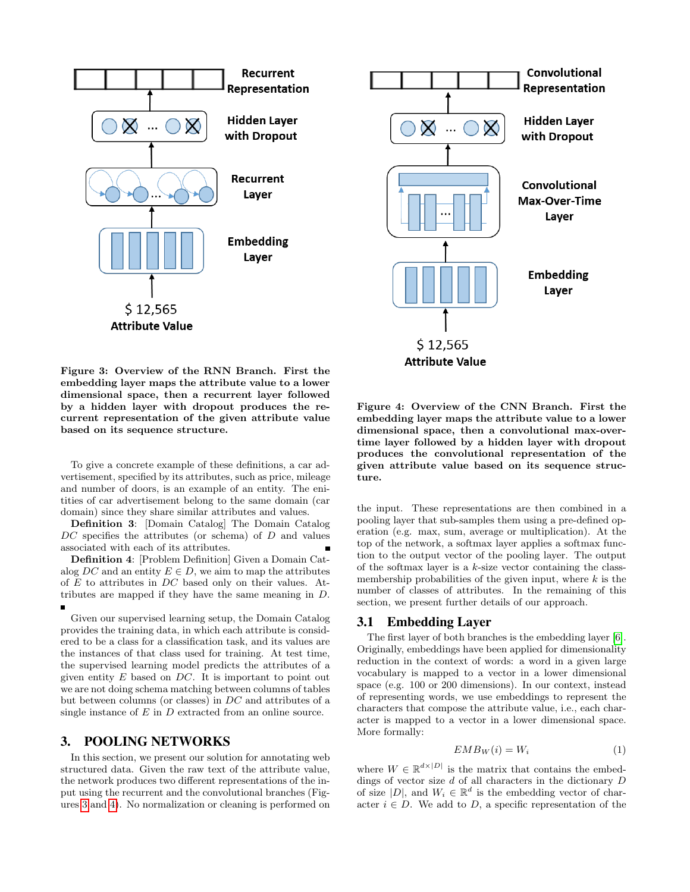Figure 3: Overview of the RNN Branch. First the embedding layer maps the attribute value to a lower dimensional space, then a recurrent layer followed by a hidden layer with dropout produces the recurrent representation of the given attribute value based on its sequence structure.

Figure 4: Overview of the CNN Branch. First the embedding layer maps the attribute value to a lower dimensional space, then a convolutional max-over-time layer followed by a hidden layer with dropout produces the convolutional representation of the given attribute value based on its sequence structure.

To give a concrete example of these definitions, a car advertisement, specified by its attributes, such as price, mileage and number of doors, is an example of an entity. The enitities of car advertisement belong to the same domain (car domain) since they share similar attributes and values.

**Definition 3**: [Domain Catalog] The Domain Catalog $DC$ specifies the attributes (or schema) of $D$ and values associated with each of its attributes. ■

**Definition 4**: [Problem Definition] Given a Domain Catalog $DC$ and an entity $E \in D$, we aim to map the attributes of $E$ to attributes in $DC$ based only on their values. Attributes are mapped if they have the same meaning in $D$. ■

Given our supervised learning setup, the Domain Catalog provides the training data, in which each attribute is considered to be a class for a classification task, and its values are the instances of that class used for training. At test time, the supervised learning model predicts the attributes of a given entity $E$ based on $DC$. It is important to point out we are not doing schema matching between columns of tables but between columns (or classes) in $DC$ and attributes of a single instance of $E$ in $D$ extracted from an online source.

# 3. POOLING NETWORKS

In this section, we present our solution for annotating web structured data. Given the raw text of the attribute value, the network produces two different representations of the input using the recurrent and the convolutional branches (Figures 3 and 4). No normalization or cleaning is performed on the input. These representations are then combined in a pooling layer that sub-samples them using a pre-defined operation (e.g. max, sum, average or multiplication). At the top of the network, a softmax layer applies a softmax function to the output vector of the pooling layer. The output of the softmax layer is a $k$-size vector containing the class-membership probabilities of the given input, where $k$ is the number of classes of attributes. In the remaining of this section, we present further details of our approach.

## 3.1 Embedding Layer

The first layer of both branches is the embedding layer [6]. Originally, embeddings have been applied for dimensionality reduction in the context of words: a word in a given large vocabulary is mapped to a vector in a lower dimensional space (e.g. 100 or 200 dimensions). In our context, instead of representing words, we use embeddings to represent the characters that compose the attribute value, i.e., each character is mapped to a vector in a lower dimensional space. More formally:

$$EMB_W(i) = W_i \tag{1}$$

where $W \in \mathbb{R}^{d \times |D|}$ is the matrix that contains the embeddings of vector size $d$ of all characters in the dictionary $D$ of size $|D|$, and $W_i \in \mathbb{R}^d$ is the embedding vector of character $i \in D$. We add to $D$, a specific representation of the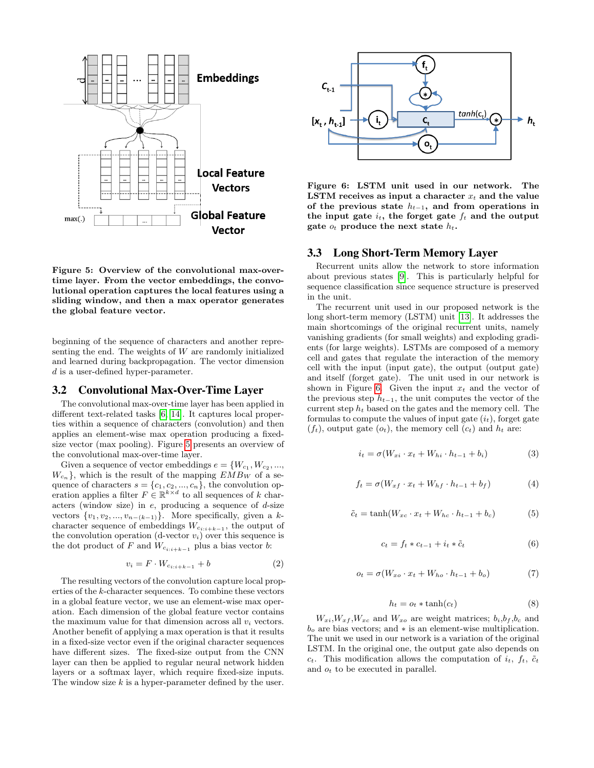**Figure 5: Overview of the convolutional max-over-time layer. From the vector embeddings, the convolutional operation captures the local features using a sliding window, and then a max operator generates the global feature vector.**

beginning of the sequence of characters and another representing the end. The weights of $W$ are randomly initialized and learned during backpropagation. The vector dimension $d$ is a user-defined hyper-parameter.

## 3.2 Convolutional Max-Over-Time Layer

The convolutional max-over-time layer has been applied in different text-related tasks [6, 14]. It captures local properties within a sequence of characters (convolution) and then applies an element-wise max operation producing a fixed-size vector (max pooling). Figure 5 presents an overview of the convolutional max-over-time layer.

Given a sequence of vector embeddings $e = \{W_{c_1}, W_{c_2}, ..., W_{c_n}\}$, which is the result of the mapping $EMB_W$ of a sequence of characters $s = \{c_1, c_2, ..., c_n\}$, the convolution operation applies a filter $F \in \mathbb{R}^{k \times d}$ to all sequences of $k$ characters (window size) in $e$, producing a sequence of $d$-size vectors $\{v_1, v_2, ..., v_{n-(k-1)}\}$. More specifically, given a $k$-character sequence of embeddings $W_{c_{i:i+k-1}}$, the output of the convolution operation (d-vector $v_i$) over this sequence is the dot product of $F$ and $W_{c_{i:i+k-1}}$ plus a bias vector $b$:

$$v_i = F \cdot W_{c_{i:i+k-1}} + b \tag{2}$$

The resulting vectors of the convolution capture local properties of the $k$-character sequences. To combine these vectors in a global feature vector, we use an element-wise max operation. Each dimension of the global feature vector contains the maximum value for that dimension across all $v_i$ vectors. Another benefit of applying a max operation is that it results in a fixed-size vector even if the original character sequences have different sizes. The fixed-size output from the CNN layer can then be applied to regular neural network hidden layers or a softmax layer, which require fixed-size inputs. The window size $k$ is a hyper-parameter defined by the user.

**Figure 6: LSTM unit used in our network. The LSTM receives as input a character $x_t$ and the value of the previous state $h_{t-1}$, and from operations in the input gate $i_t$, the forget gate $f_t$ and the output gate $o_t$ produce the next state $h_t$.**

## 3.3 Long Short-Term Memory Layer

Recurrent units allow the network to store information about previous states [9]. This is particularly helpful for sequence classification since sequence structure is preserved in the unit.

The recurrent unit used in our proposed network is the long short-term memory (LSTM) unit [13]. It addresses the main shortcomings of the original recurrent units, namely vanishing gradients (for small weights) and exploding gradients (for large weights). LSTMs are composed of a memory cell and gates that regulate the interaction of the memory cell with the input (input gate), the output (output gate) and itself (forget gate). The unit used in our network is shown in Figure 6. Given the input $x_t$ and the vector of the previous step $h_{t-1}$, the unit computes the vector of the current step $h_t$ based on the gates and the memory cell. The formulas to compute the values of input gate ($i_t$), forget gate ($f_t$), output gate ($o_t$), the memory cell ($c_t$) and $h_t$ are:

$$i_t = \sigma(W_{xi} \cdot x_t + W_{hi} \cdot h_{t-1} + b_i) \tag{3}$$

$$f_t = \sigma(W_{xf} \cdot x_t + W_{hf} \cdot h_{t-1} + b_f) \tag{4}$$

$$\tilde{c}_t = \tanh(W_{xc} \cdot x_t + W_{hc} \cdot h_{t-1} + b_c) \tag{5}$$

$$c_t = f_t * c_{t-1} + i_t * \tilde{c}_t \tag{6}$$

$$o_t = \sigma(W_{xo} \cdot x_t + W_{ho} \cdot h_{t-1} + b_o) \tag{7}$$

$$h_t = o_t * \tanh(c_t) \tag{8}$$

$W_{xi}$,$W_{xf}$,$W_{xc}$ and $W_{xo}$ are weight matrices; $b_i$,$b_f$,$b_c$ and $b_o$ are bias vectors; and $*$ is an element-wise multiplication. The unit we used in our network is a variation of the original LSTM. In the original one, the output gate also depends on $c_t$. This modification allows the computation of $i_t$, $f_t$, $\tilde{c}_t$ and $o_t$ to be executed in parallel.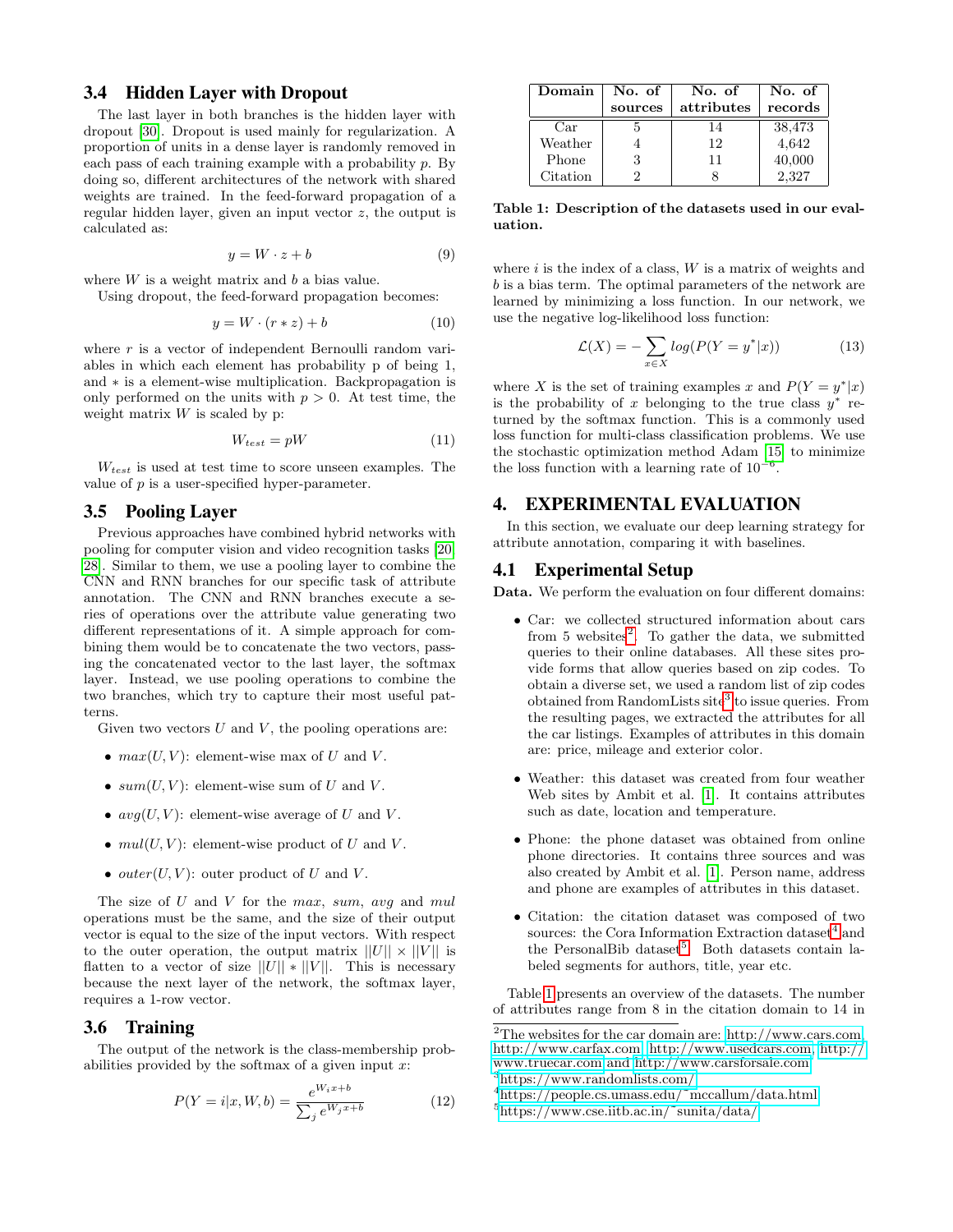### 3.4 Hidden Layer with Dropout

The last layer in both branches is the hidden layer with dropout [30]. Dropout is used mainly for regularization. A proportion of units in a dense layer is randomly removed in each pass of each training example with a probability $p$. By doing so, different architectures of the network with shared weights are trained. In the feed-forward propagation of a regular hidden layer, given an input vector $z$, the output is calculated as:

$$y = W \cdot z + b \tag{9}$$

where $W$ is a weight matrix and $b$ a bias value.

Using dropout, the feed-forward propagation becomes:

$$y = W \cdot (r * z) + b \tag{10}$$

where $r$ is a vector of independent Bernoulli random variables in which each element has probability p of being 1, and $*$ is a element-wise multiplication. Backpropagation is only performed on the units with $p > 0$. At test time, the weight matrix $W$ is scaled by p:

$$W_{test} = pW \tag{11}$$

$W_{test}$ is used at test time to score unseen examples. The value of $p$ is a user-specified hyper-parameter.

### 3.5 Pooling Layer

Previous approaches have combined hybrid networks with pooling for computer vision and video recognition tasks [20, 28]. Similar to them, we use a pooling layer to combine the CNN and RNN branches for our specific task of attribute annotation. The CNN and RNN branches execute a series of operations over the attribute value generating two different representations of it. A simple approach for combining them would be to concatenate the two vectors, passing the concatenated vector to the last layer, the softmax layer. Instead, we use pooling operations to combine the two branches, which try to capture their most useful patterns.

Given two vectors $U$ and $V$, the pooling operations are:

- $max(U, V)$: element-wise max of $U$ and $V$.
- $sum(U, V)$: element-wise sum of $U$ and $V$.
- $avg(U, V)$: element-wise average of $U$ and $V$.
- $mul(U, V)$: element-wise product of $U$ and $V$.
- $outer(U, V)$: outer product of $U$ and $V$.

The size of $U$ and $V$ for the *max*, *sum*, *avg* and *mul* operations must be the same, and the size of their output vector is equal to the size of the input vectors. With respect to the outer operation, the output matrix $||U|| \times ||V||$ is flatten to a vector of size $||U|| * ||V||$. This is necessary because the next layer of the network, the softmax layer, requires a 1-row vector.

### 3.6 Training

The output of the network is the class-membership probabilities provided by the softmax of a given input $x$:

$$P(Y = i|x, W, b) = \frac{e^{W_i x + b}}{\sum_j e^{W_j x + b}} \tag{12}$$

where $i$ is the index of a class, $W$ is a matrix of weights and $b$ is a bias term. The optimal parameters of the network are learned by minimizing a loss function. In our network, we use the negative log-likelihood loss function:

$$\mathcal{L}(X) = -\sum_{x \in X} log(P(Y = y^*|x)) \tag{13}$$

where $X$ is the set of training examples $x$ and $P(Y = y^*|x)$ is the probability of $x$ belonging to the true class $y^*$ returned by the softmax function. This is a commonly used loss function for multi-class classification problems. We use the stochastic optimization method Adam [15] to minimize the loss function with a learning rate of $10^{-6}$.

| Domain | No. of sources | No. of attributes | No. of records |
|---|---|---|---|
| Car | 5 | 14 | 38,473 |
| Weather | 4 | 12 | 4,642 |
| Phone | 3 | 11 | 40,000 |
| Citation | 2 | 8 | 2,327 |

**Table 1: Description of the datasets used in our evaluation.**

## 4. EXPERIMENTAL EVALUATION

In this section, we evaluate our deep learning strategy for attribute annotation, comparing it with baselines.

### 4.1 Experimental Setup

**Data.** We perform the evaluation on four different domains:

- Car: we collected structured information about cars from 5 websites[2]. To gather the data, we submitted queries to their online databases. All these sites provide forms that allow queries based on zip codes. To obtain a diverse set, we used a random list of zip codes obtained from RandomLists site[3] to issue queries. From the resulting pages, we extracted the attributes for all the car listings. Examples of attributes in this domain are: price, mileage and exterior color.
- Weather: this dataset was created from four weather Web sites by Ambit et al. [1]. It contains attributes such as date, location and temperature.
- Phone: the phone dataset was obtained from online phone directories. It contains three sources and was also created by Ambit et al. [1]. Person name, address and phone are examples of attributes in this dataset.
- Citation: the citation dataset was composed of two sources: the Cora Information Extraction dataset[4] and the PersonalBib dataset[5]. Both datasets contain labeled segments for authors, title, year etc.

Table 1 presents an overview of the datasets. The number of attributes range from 8 in the citation domain to 14 in

[2] The websites for the car domain are: http://www.cars.com, http://www.carfax.com, http://www.usedcars.com, http://www.truecar.com and http://www.carsforsale.com

[3] https://www.randomlists.com/

[4] https://people.cs.umass.edu/~mccallum/data.html

[5] https://www.cse.iitb.ac.in/~sunita/data/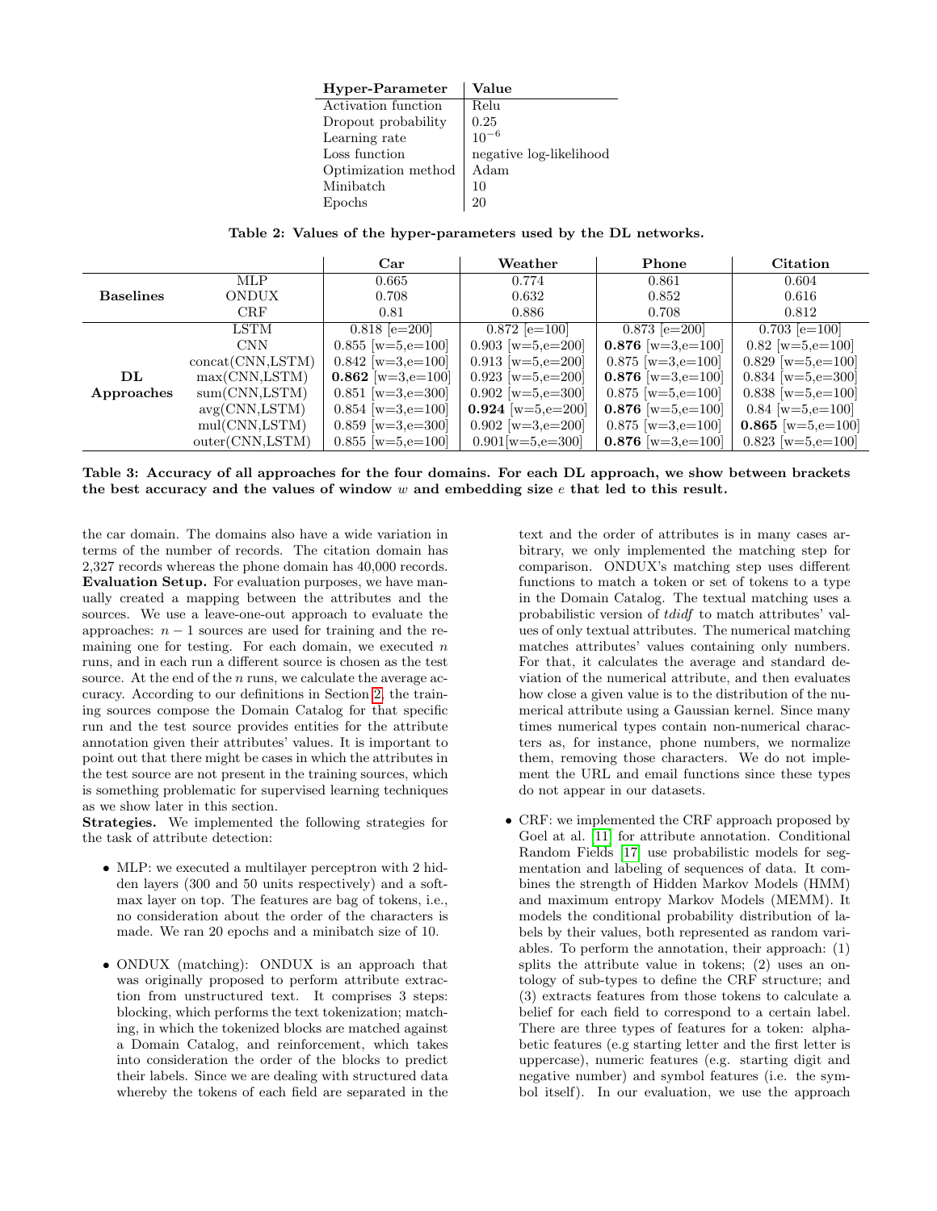| Hyper-Parameter | Value |
| --- | --- |
| Activation function | Relu |
| Dropout probability | 0.25 |
| Learning rate | $10^{-6}$ |
| Loss function | negative log-likelihood |
| Optimization method | Adam |
| Minibatch | 10 |
| Epochs | 20 |

**Table 2: Values of the hyper-parameters used by the DL networks.**

| | | Car | Weather | Phone | Citation |
| --- | --- | --- | --- | --- | --- |
| **Baselines** | MLP | 0.665 | 0.774 | 0.861 | 0.604 |
| | ONDUX | 0.708 | 0.632 | 0.852 | 0.616 |
| | CRF | 0.81 | 0.886 | 0.708 | 0.812 |
| **DL Approaches** | LSTM | 0.818 [e=200] | 0.872 [e=100] | 0.873 [e=200] | 0.703 [e=100] |
| | CNN | 0.855 [w=5,e=100] | 0.903 [w=5,e=200] | **0.876** [w=3,e=100] | 0.82 [w=5,e=100] |
| | concat(CNN,LSTM) | 0.842 [w=3,e=100] | 0.913 [w=5,e=200] | 0.875 [w=3,e=100] | 0.829 [w=5,e=100] |
| | max(CNN,LSTM) | **0.862** [w=3,e=100] | 0.923 [w=5,e=200] | **0.876** [w=3,e=100] | 0.834 [w=5,e=300] |
| | sum(CNN,LSTM) | 0.851 [w=3,e=300] | 0.902 [w=5,e=300] | 0.875 [w=5,e=100] | 0.838 [w=5,e=100] |
| | avg(CNN,LSTM) | 0.854 [w=3,e=100] | **0.924** [w=5,e=200] | **0.876** [w=5,e=100] | 0.84 [w=5,e=100] |
| | mul(CNN,LSTM) | 0.859 [w=3,e=300] | 0.902 [w=3,e=200] | 0.875 [w=3,e=100] | **0.865** [w=5,e=100] |
| | outer(CNN,LSTM) | 0.855 [w=5,e=100] | 0.901[w=5,e=300] | **0.876** [w=3,e=100] | 0.823 [w=5,e=100] |

**Table 3: Accuracy of all approaches for the four domains. For each DL approach, we show between brackets the best accuracy and the values of window $w$ and embedding size $e$ that led to this result.**

the car domain. The domains also have a wide variation in terms of the number of records. The citation domain has 2,327 records whereas the phone domain has 40,000 records.

**Evaluation Setup.** For evaluation purposes, we have manually created a mapping between the attributes and the sources. We use a leave-one-out approach to evaluate the approaches: $n-1$ sources are used for training and the remaining one for testing. For each domain, we executed $n$ runs, and in each run a different source is chosen as the test source. At the end of the $n$ runs, we calculate the average accuracy. According to our definitions in Section 2, the training sources compose the Domain Catalog for that specific run and the test source provides entities for the attribute annotation given their attributes' values. It is important to point out that there might be cases in which the attributes in the test source are not present in the training sources, which is something problematic for supervised learning techniques as we show later in this section.

**Strategies.** We implemented the following strategies for the task of attribute detection:

- MLP: we executed a multilayer perceptron with 2 hidden layers (300 and 50 units respectively) and a softmax layer on top. The features are bag of tokens, i.e., no consideration about the order of the characters is made. We ran 20 epochs and a minibatch size of 10.

- ONDUX (matching): ONDUX is an approach that was originally proposed to perform attribute extraction from unstructured text. It comprises 3 steps: blocking, which performs the text tokenization; matching, in which the tokenized blocks are matched against a Domain Catalog, and reinforcement, which takes into consideration the order of the blocks to predict their labels. Since we are dealing with structured data whereby the tokens of each field are separated in the text and the order of attributes is in many cases arbitrary, we only implemented the matching step for comparison. ONDUX's matching step uses different functions to match a token or set of tokens to a type in the Domain Catalog. The textual matching uses a probabilistic version of *tdidf* to match attributes' values of only textual attributes. The numerical matching matches attributes' values containing only numbers. For that, it calculates the average and standard deviation of the numerical attribute, and then evaluates how close a given value is to the distribution of the numerical attribute using a Gaussian kernel. Since many times numerical types contain non-numerical characters as, for instance, phone numbers, we normalize them, removing those characters. We do not implement the URL and email functions since these types do not appear in our datasets.

- CRF: we implemented the CRF approach proposed by Goel at al. [11] for attribute annotation. Conditional Random Fields [17] use probabilistic models for segmentation and labeling of sequences of data. It combines the strength of Hidden Markov Models (HMM) and maximum entropy Markov models (MEMM). It models the conditional probability distribution of labels by their values, both represented as random variables. To perform the annotation, their approach: (1) splits the attribute value in tokens; (2) uses an ontology of sub-types to define the CRF structure; and (3) extracts features from those tokens to calculate a belief for each field to correspond to a certain label. There are three types of features for a token: alphabetic features (e.g starting letter and the first letter is uppercase), numeric features (e.g. starting digit and negative number) and symbol features (i.e. the symbol itself). In our evaluation, we use the approach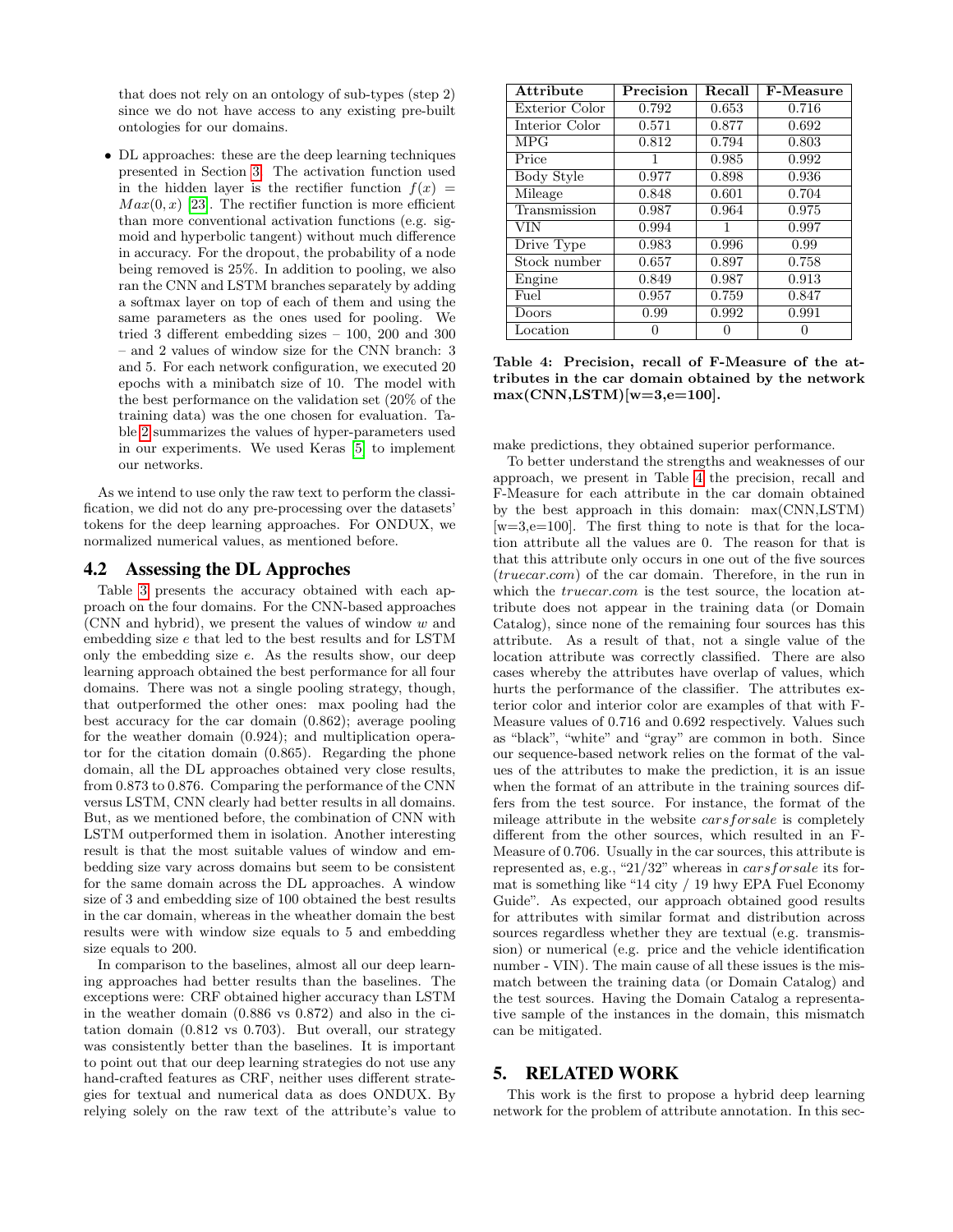that does not rely on an ontology of sub-types (step 2) since we do not have access to any existing pre-built ontologies for our domains.

- DL approaches: these are the deep learning techniques presented in Section 3. The activation function used in the hidden layer is the rectifier function $f(x) = Max(0, x)$ [23]. The rectifier function is more efficient than more conventional activation functions (e.g. sigmoid and hyperbolic tangent) without much difference in accuracy. For the dropout, the probability of a node being removed is 25%. In addition to pooling, we also ran the CNN and LSTM branches separately by adding a softmax layer on top of each of them and using the same parameters as the ones used for pooling. We tried 3 different embedding sizes – 100, 200 and 300 – and 2 values of window size for the CNN branch: 3 and 5. For each network configuration, we executed 20 epochs with a minibatch size of 10. The model with the best performance on the validation set (20% of the training data) was the one chosen for evaluation. Table 2 summarizes the values of hyper-parameters used in our experiments. We used Keras [5] to implement our networks.

As we intend to use only the raw text to perform the classification, we did not do any pre-processing over the datasets' tokens for the deep learning approaches. For ONDUX, we normalized numerical values, as mentioned before.

## 4.2 Assessing the DL Approches

Table 3 presents the accuracy obtained with each approach on the four domains. For the CNN-based approaches (CNN and hybrid), we present the values of window $w$ and embedding size $e$ that led to the best results and for LSTM only the embedding size $e$. As the results show, our deep learning approach obtained the best performance for all four domains. There was not a single pooling strategy, though, that outperformed the other ones: max pooling had the best accuracy for the car domain (0.862); average pooling for the weather domain (0.924); and multiplication operator for the citation domain (0.865). Regarding the phone domain, all the DL approaches obtained very close results, from 0.873 to 0.876. Comparing the performance of the CNN versus LSTM, CNN clearly had better results in all domains. But, as we mentioned before, the combination of CNN with LSTM outperformed them in isolation. Another interesting result is that the most suitable values of window and embedding size vary across domains but seem to be consistent for the same domain across the DL approaches. A window size of 3 and embedding size of 100 obtained the best results in the car domain, whereas in the wheather domain the best results were with window size equals to 5 and embedding size equals to 200.

In comparison to the baselines, almost all our deep learning approaches had better results than the baselines. The exceptions were: CRF obtained higher accuracy than LSTM in the weather domain (0.886 vs 0.872) and also in the citation domain (0.812 vs 0.703). But overall, our strategy was consistently better than the baselines. It is important to point out that our deep learning strategies do not use any hand-crafted features as CRF, neither uses different strategies for textual and numerical data as does ONDUX. By relying solely on the raw text of the attribute's value to make predictions, they obtained superior performance.

| Attribute | Precision | Recall | F-Measure |
|---|---|---|---|
| Exterior Color | 0.792 | 0.653 | 0.716 |
| Interior Color | 0.571 | 0.877 | 0.692 |
| MPG | 0.812 | 0.794 | 0.803 |
| Price | 1 | 0.985 | 0.992 |
| Body Style | 0.977 | 0.898 | 0.936 |
| Mileage | 0.848 | 0.601 | 0.704 |
| Transmission | 0.987 | 0.964 | 0.975 |
| VIN | 0.994 | 1 | 0.997 |
| Drive Type | 0.983 | 0.996 | 0.99 |
| Stock number | 0.657 | 0.897 | 0.758 |
| Engine | 0.849 | 0.987 | 0.913 |
| Fuel | 0.957 | 0.759 | 0.847 |
| Doors | 0.99 | 0.992 | 0.991 |
| Location | 0 | 0 | 0 |

**Table 4: Precision, recall of F-Measure of the attributes in the car domain obtained by the network max(CNN,LSTM)[w=3,e=100].**

To better understand the strengths and weaknesses of our approach, we present in Table 4 the precision, recall and F-Measure for each attribute in the car domain obtained by the best approach in this domain: max(CNN,LSTM) [w=3,e=100]. The first thing to note is that for the location attribute all the values are 0. The reason for that is that this attribute only occurs in one out of the five sources (*truecar.com*) of the car domain. Therefore, in the run in which the *truecar.com* is the test source, the location attribute does not appear in the training data (or Domain Catalog), since none of the remaining four sources has this attribute. As a result of that, not a single value of the location attribute was correctly classified. There are also cases whereby the attributes have overlap of values, which hurts the performance of the classifier. The attributes exterior color and interior color are examples of that with F-Measure values of 0.716 and 0.692 respectively. Values such as "black", "white" and "gray" are common in both. Since our sequence-based network relies on the format of the values of the attributes to make the prediction, it is an issue when the format of an attribute in the training sources differs from the test source. For instance, the format of the mileage attribute in the website $carsforsale$ is completely different from the other sources, which resulted in an F-Measure of 0.706. Usually in the car sources, this attribute is represented as, e.g., "21/32" whereas in $carsforsale$ its format is something like "14 city / 19 hwy EPA Fuel Economy Guide". As expected, our approach obtained good results for attributes with similar format and distribution across sources regardless whether they are textual (e.g. transmission) or numerical (e.g. price and the vehicle identification number - VIN). The main cause of all these issues is the mismatch between the training data (or Domain Catalog) and the test sources. Having the Domain Catalog a representative sample of the instances in the domain, this mismatch can be mitigated.

# 5. RELATED WORK

This work is the first to propose a hybrid deep learning network for the problem of attribute annotation. In this sec-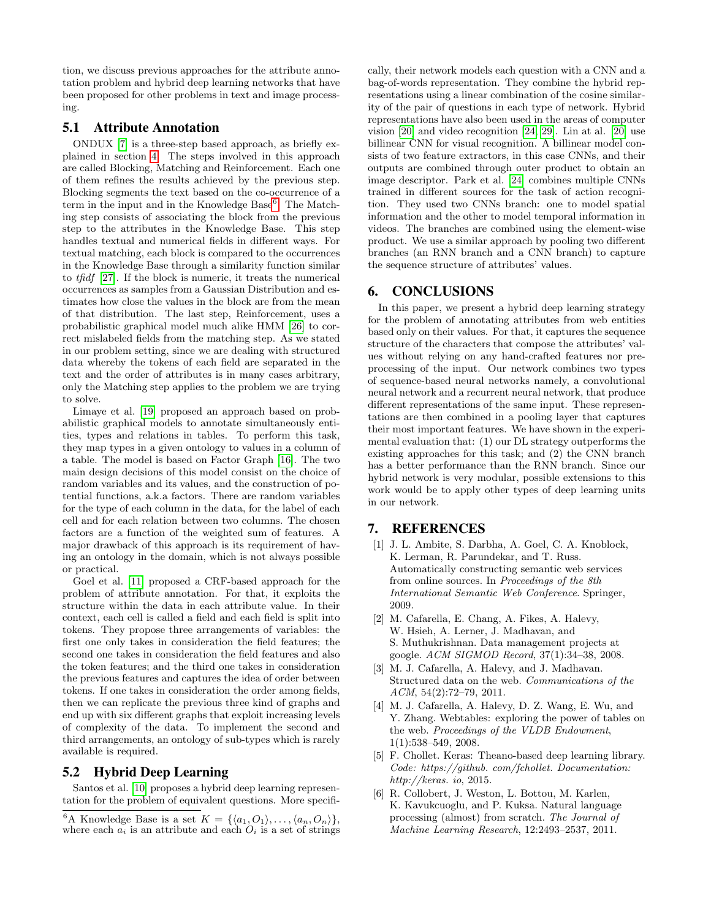tion, we discuss previous approaches for the attribute annotation problem and hybrid deep learning networks that have been proposed for other problems in text and image processing.

## 5.1 Attribute Annotation

ONDUX [7] is a three-step based approach, as briefly explained in section 4. The steps involved in this approach are called Blocking, Matching and Reinforcement. Each one of them refines the results achieved by the previous step. Blocking segments the text based on the co-occurrence of a term in the input and in the Knowledge Base[6]. The Matching step consists of associating the block from the previous step to the attributes in the Knowledge Base. This step handles textual and numerical fields in different ways. For textual matching, each block is compared to the occurrences in the Knowledge Base through a similarity function similar to *tfidf* [27]. If the block is numeric, it treats the numerical occurrences as samples from a Gaussian Distribution and estimates how close the values in the block are from the mean of that distribution. The last step, Reinforcement, uses a probabilistic graphical model much alike HMM [26] to correct mislabeled fields from the matching step. As we stated in our problem setting, since we are dealing with structured data whereby the tokens of each field are separated in the text and the order of attributes is in many cases arbitrary, only the Matching step applies to the problem we are trying to solve.

Limaye et al. [19] proposed an approach based on probabilistic graphical models to annotate simultaneously entities, types and relations in tables. To perform this task, they map types in a given ontology to values in a column of a table. The model is based on Factor Graph [16]. The two main design decisions of this model consist on the choice of random variables and its values, and the construction of potential functions, a.k.a factors. There are random variables for the type of each column in the data, for the label of each cell and for each relation between two columns. The chosen factors are a function of the weighted sum of features. A major drawback of this approach is its requirement of having an ontology in the domain, which is not always possible or practical.

Goel et al. [11] proposed a CRF-based approach for the problem of attribute annotation. For that, it exploits the structure within the data in each attribute value. In their context, each cell is called a field and each field is split into tokens. They propose three arrangements of variables: the first one only takes in consideration the field features; the second one takes in consideration the field features and also the token features; and the third one takes in consideration the previous features and captures the idea of order between tokens. If one takes in consideration the order among fields, then we can replicate the previous three kind of graphs and end up with six different graphs that exploit increasing levels of complexity of the data. To implement the second and third arrangements, an ontology of sub-types which is rarely available is required.

## 5.2 Hybrid Deep Learning

Santos et al. [10] proposes a hybrid deep learning representation for the problem of equivalent questions. More specifically, their network models each question with a CNN and a bag-of-words representation. They combine the hybrid representations using a linear combination of the cosine similarity of the pair of questions in each type of network. Hybrid representations have also been used in the areas of computer vision [20] and video recognition [24, 29]. Lin at al. [20] use billinear CNN for visual recognition. A billinear model consists of two feature extractors, in this case CNNs, and their outputs are combined through outer product to obtain an image descriptor. Park et al. [24] combines multiple CNNs trained in different sources for the task of action recognition. They used two CNNs branch: one to model spatial information and the other to model temporal information in videos. The branches are combined using the element-wise product. We use a similar approach by pooling two different branches (an RNN branch and a CNN branch) to capture the sequence structure of attributes' values.

[6]A Knowledge Base is a set $K = \{\langle a_1, O_1 \rangle, \ldots, \langle a_n, O_n \rangle\}$, where each $a_i$ is an attribute and each $O_i$ is a set of strings

# 6. CONCLUSIONS

In this paper, we present a hybrid deep learning strategy for the problem of annotating attributes from web entities based only on their values. For that, it captures the sequence structure of the characters that compose the attributes' values without relying on any hand-crafted features nor preprocessing of the input. Our network combines two types of sequence-based neural networks namely, a convolutional neural network and a recurrent neural network, that produce different representations of the same input. These representations are then combined in a pooling layer that captures their most important features. We have shown in the experimental evaluation that: (1) our DL strategy outperforms the existing approaches for this task; and (2) the CNN branch has a better performance than the RNN branch. Since our hybrid network is very modular, possible extensions to this work would be to apply other types of deep learning units in our network.

# 7. REFERENCES

[1] J. L. Ambite, S. Darbha, A. Goel, C. A. Knoblock, K. Lerman, R. Parundekar, and T. Russ. Automatically constructing semantic web services from online sources. In *Proceedings of the 8th International Semantic Web Conference*. Springer, 2009.

[2] M. Cafarella, E. Chang, A. Fikes, A. Halevy, W. Hsieh, A. Lerner, J. Madhavan, and S. Muthukrishnan. Data management projects at google. *ACM SIGMOD Record*, 37(1):34–38, 2008.

[3] M. J. Cafarella, A. Halevy, and J. Madhavan. Structured data on the web. *Communications of the ACM*, 54(2):72–79, 2011.

[4] M. J. Cafarella, A. Halevy, D. Z. Wang, E. Wu, and Y. Zhang. Webtables: exploring the power of tables on the web. *Proceedings of the VLDB Endowment*, 1(1):538–549, 2008.

[5] F. Chollet. Keras: Theano-based deep learning library. *Code: https://github. com/fchollet. Documentation: http://keras. io*, 2015.

[6] R. Collobert, J. Weston, L. Bottou, M. Karlen, K. Kavukcuoglu, and P. Kuksa. Natural language processing (almost) from scratch. *The Journal of Machine Learning Research*, 12:2493–2537, 2011.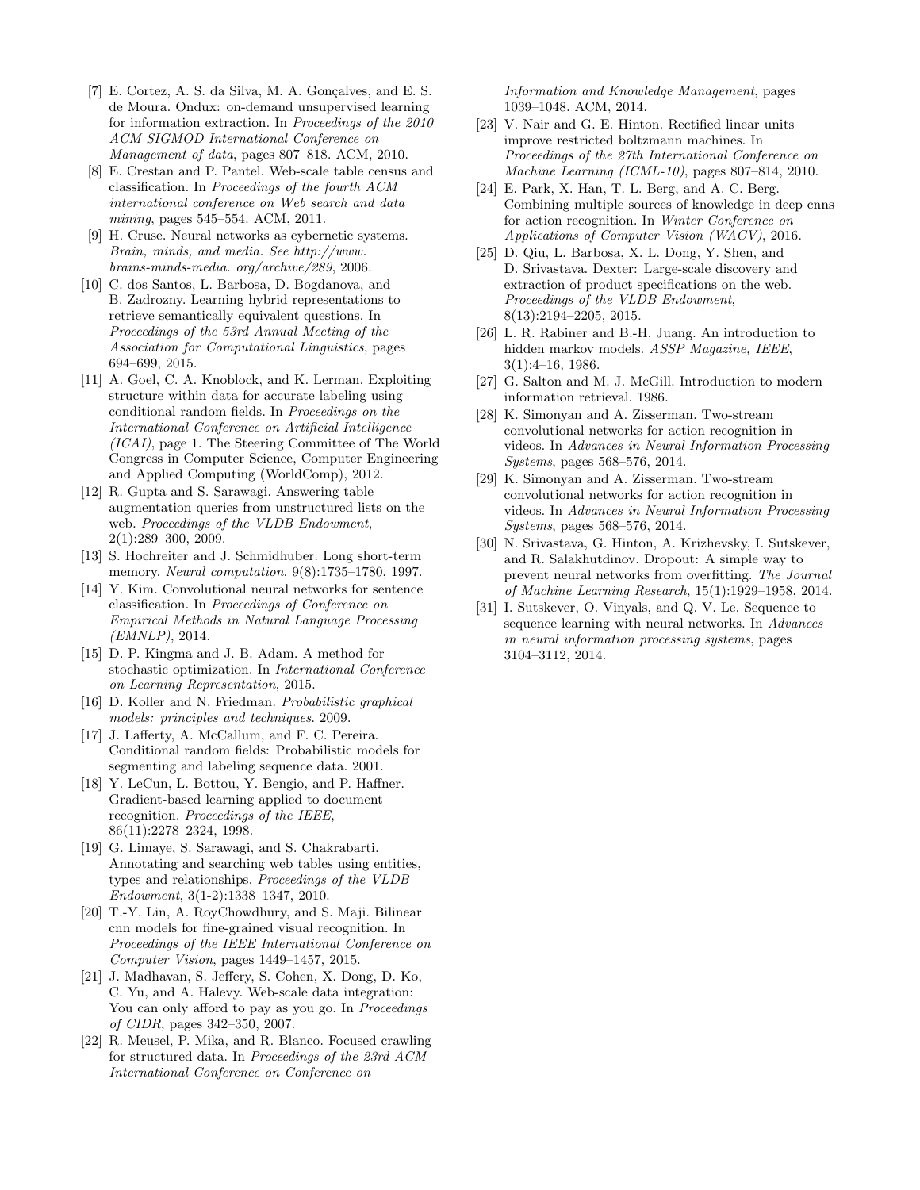[7] E. Cortez, A. S. da Silva, M. A. Gonçalves, and E. S. de Moura. Ondux: on-demand unsupervised learning for information extraction. In *Proceedings of the 2010 ACM SIGMOD International Conference on Management of data*, pages 807–818. ACM, 2010.

[8] E. Crestan and P. Pantel. Web-scale table census and classification. In *Proceedings of the fourth ACM international conference on Web search and data mining*, pages 545–554. ACM, 2011.

[9] H. Cruse. Neural networks as cybernetic systems. *Brain, minds, and media. See http://www.brains-minds-media. org/archive/289*, 2006.

[10] C. dos Santos, L. Barbosa, D. Bogdanova, and B. Zadrozny. Learning hybrid representations to retrieve semantically equivalent questions. In *Proceedings of the 53rd Annual Meeting of the Association for Computational Linguistics*, pages 694–699, 2015.

[11] A. Goel, C. A. Knoblock, and K. Lerman. Exploiting structure within data for accurate labeling using conditional random fields. In *Proceedings on the International Conference on Artificial Intelligence (ICAI)*, page 1. The Steering Committee of The World Congress in Computer Science, Computer Engineering and Applied Computing (WorldComp), 2012.

[12] R. Gupta and S. Sarawagi. Answering table augmentation queries from unstructured lists on the web. *Proceedings of the VLDB Endowment*, 2(1):289–300, 2009.

[13] S. Hochreiter and J. Schmidhuber. Long short-term memory. *Neural computation*, 9(8):1735–1780, 1997.

[14] Y. Kim. Convolutional neural networks for sentence classification. In *Proceedings of Conference on Empirical Methods in Natural Language Processing (EMNLP)*, 2014.

[15] D. P. Kingma and J. B. Adam. A method for stochastic optimization. In *International Conference on Learning Representation*, 2015.

[16] D. Koller and N. Friedman. *Probabilistic graphical models: principles and techniques*. 2009.

[17] J. Lafferty, A. McCallum, and F. C. Pereira. Conditional random fields: Probabilistic models for segmenting and labeling sequence data. 2001.

[18] Y. LeCun, L. Bottou, Y. Bengio, and P. Haffner. Gradient-based learning applied to document recognition. *Proceedings of the IEEE*, 86(11):2278–2324, 1998.

[19] G. Limaye, S. Sarawagi, and S. Chakrabarti. Annotating and searching web tables using entities, types and relationships. *Proceedings of the VLDB Endowment*, 3(1-2):1338–1347, 2010.

[20] T.-Y. Lin, A. RoyChowdhury, and S. Maji. Bilinear cnn models for fine-grained visual recognition. In *Proceedings of the IEEE International Conference on Computer Vision*, pages 1449–1457, 2015.

[21] J. Madhavan, S. Jeffery, S. Cohen, X. Dong, D. Ko, C. Yu, and A. Halevy. Web-scale data integration: You can only afford to pay as you go. In *Proceedings of CIDR*, pages 342–350, 2007.

[22] R. Meusel, P. Mika, and R. Blanco. Focused crawling for structured data. In *Proceedings of the 23rd ACM International Conference on Conference on Information and Knowledge Management*, pages 1039–1048. ACM, 2014.

[23] V. Nair and G. E. Hinton. Rectified linear units improve restricted boltzmann machines. In *Proceedings of the 27th International Conference on Machine Learning (ICML-10)*, pages 807–814, 2010.

[24] E. Park, X. Han, T. L. Berg, and A. C. Berg. Combining multiple sources of knowledge in deep cnns for action recognition. In *Winter Conference on Applications of Computer Vision (WACV)*, 2016.

[25] D. Qiu, L. Barbosa, X. L. Dong, Y. Shen, and D. Srivastava. Dexter: Large-scale discovery and extraction of product specifications on the web. *Proceedings of the VLDB Endowment*, 8(13):2194–2205, 2015.

[26] L. R. Rabiner and B.-H. Juang. An introduction to hidden markov models. *ASSP Magazine, IEEE*, 3(1):4–16, 1986.

[27] G. Salton and M. J. McGill. Introduction to modern information retrieval. 1986.

[28] K. Simonyan and A. Zisserman. Two-stream convolutional networks for action recognition in videos. In *Advances in Neural Information Processing Systems*, pages 568–576, 2014.

[29] K. Simonyan and A. Zisserman. Two-stream convolutional networks for action recognition in videos. In *Advances in Neural Information Processing Systems*, pages 568–576, 2014.

[30] N. Srivastava, G. Hinton, A. Krizhevsky, I. Sutskever, and R. Salakhutdinov. Dropout: A simple way to prevent neural networks from overfitting. *The Journal of Machine Learning Research*, 15(1):1929–1958, 2014.

[31] I. Sutskever, O. Vinyals, and Q. V. Le. Sequence to sequence learning with neural networks. In *Advances in neural information processing systems*, pages 3104–3112, 2014.